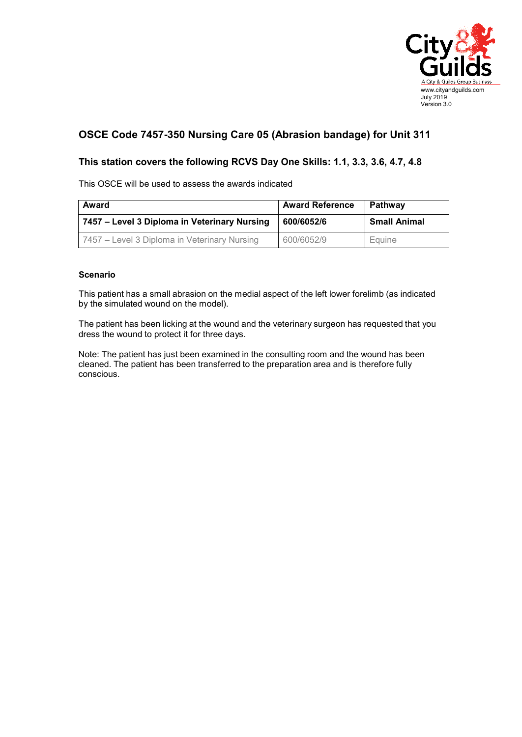www.cityandguilds.com
July 2019
Version 3.0

## OSCE Code 7457-350 Nursing Care 05 (Abrasion bandage) for Unit 311

### This station covers the following RCVS Day One Skills: 1.1, 3.3, 3.6, 4.7, 4.8

This OSCE will be used to assess the awards indicated

| Award | Award Reference | Pathway |
|---|---|---|
| **7457 – Level 3 Diploma in Veterinary Nursing** | **600/6052/6** | **Small Animal** |
| 7457 – Level 3 Diploma in Veterinary Nursing | 600/6052/9 | Equine |

**Scenario**

This patient has a small abrasion on the medial aspect of the left lower forelimb (as indicated by the simulated wound on the model).

The patient has been licking at the wound and the veterinary surgeon has requested that you dress the wound to protect it for three days.

Note: The patient has just been examined in the consulting room and the wound has been cleaned. The patient has been transferred to the preparation area and is therefore fully conscious.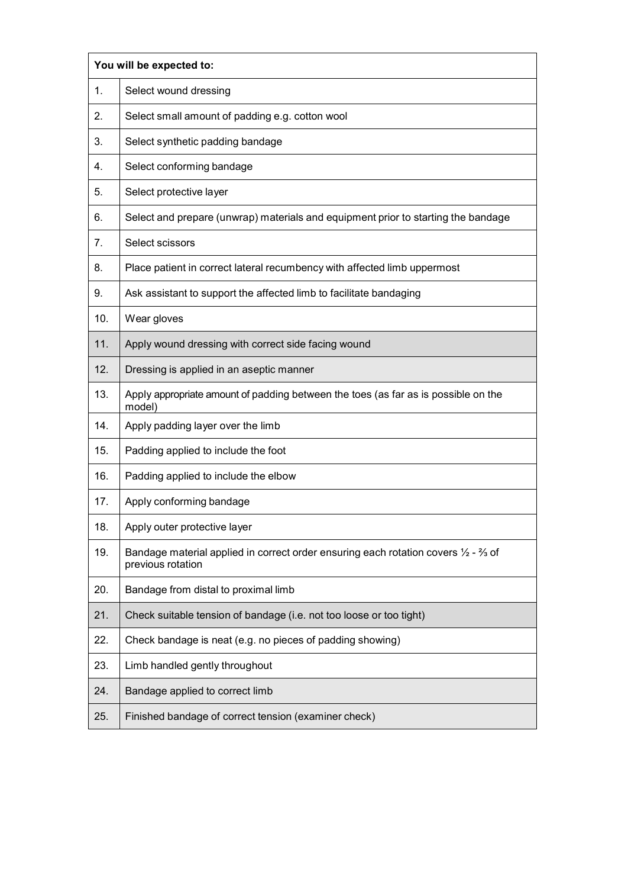| You will be expected to: | |
|---|---|
| 1. | Select wound dressing |
| 2. | Select small amount of padding e.g. cotton wool |
| 3. | Select synthetic padding bandage |
| 4. | Select conforming bandage |
| 5. | Select protective layer |
| 6. | Select and prepare (unwrap) materials and equipment prior to starting the bandage |
| 7. | Select scissors |
| 8. | Place patient in correct lateral recumbency with affected limb uppermost |
| 9. | Ask assistant to support the affected limb to facilitate bandaging |
| 10. | Wear gloves |
| 11. | Apply wound dressing with correct side facing wound |
| 12. | Dressing is applied in an aseptic manner |
| 13. | Apply appropriate amount of padding between the toes (as far as is possible on the model) |
| 14. | Apply padding layer over the limb |
| 15. | Padding applied to include the foot |
| 16. | Padding applied to include the elbow |
| 17. | Apply conforming bandage |
| 18. | Apply outer protective layer |
| 19. | Bandage material applied in correct order ensuring each rotation covers ½ - ⅔ of previous rotation |
| 20. | Bandage from distal to proximal limb |
| 21. | Check suitable tension of bandage (i.e. not too loose or too tight) |
| 22. | Check bandage is neat (e.g. no pieces of padding showing) |
| 23. | Limb handled gently throughout |
| 24. | Bandage applied to correct limb |
| 25. | Finished bandage of correct tension (examiner check) |